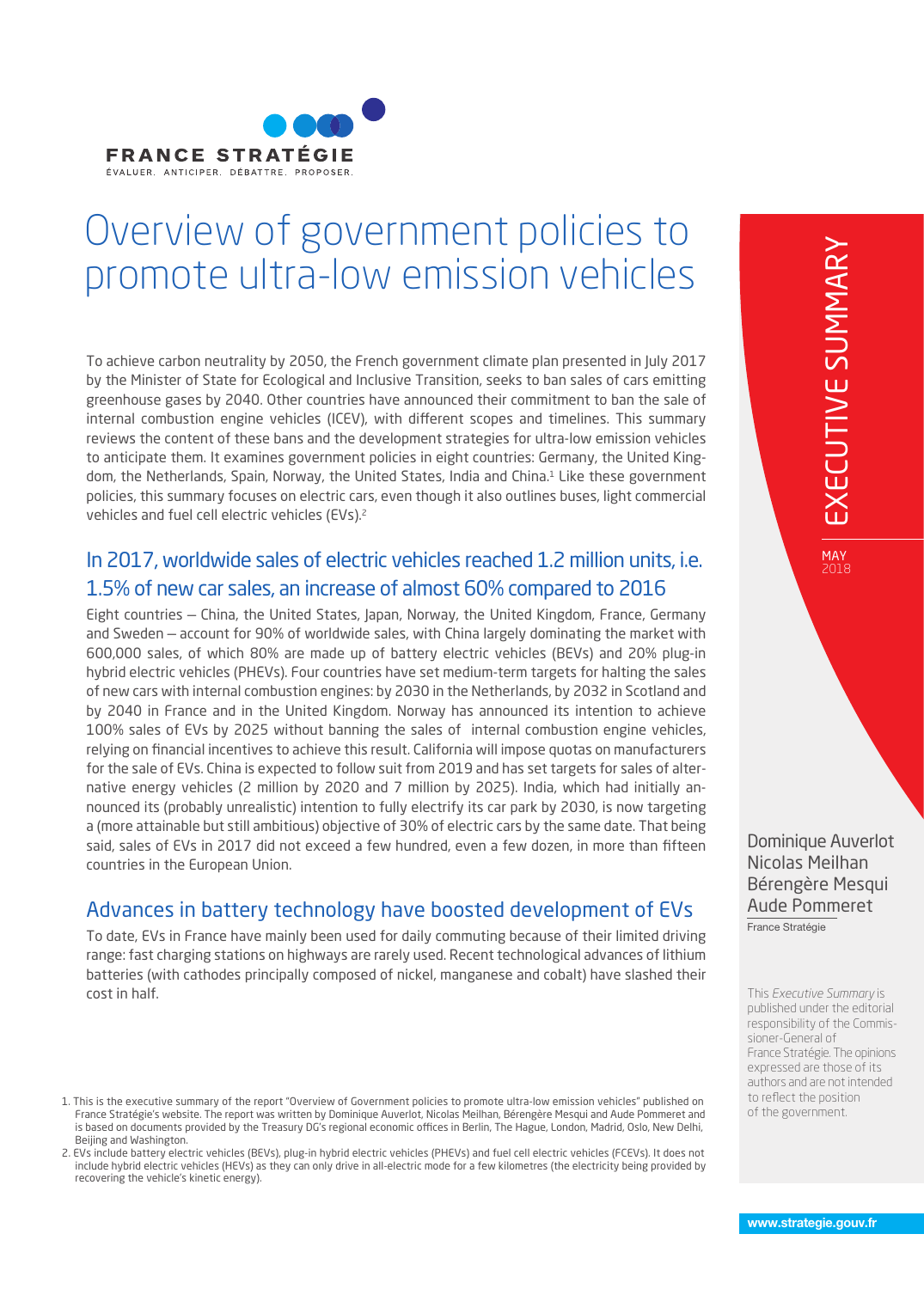FRANCE STRATÉGIE

ÉVALUER. ANTICIPER. DÉBATTRE. PROPOSER.

# Overview of government policies to promote ultra-low emission vehicles

EXECUTIVE SUMMARY

MAY 2018

Dominique Auverlot
Nicolas Meilhan
Bérengère Mesqui
Aude Pommeret

France Stratégie

To achieve carbon neutrality by 2050, the French government climate plan presented in July 2017 by the Minister of State for Ecological and Inclusive Transition, seeks to ban sales of cars emitting greenhouse gases by 2040. Other countries have announced their commitment to ban the sale of internal combustion engine vehicles (ICEV), with different scopes and timelines. This summary reviews the content of these bans and the development strategies for ultra-low emission vehicles to anticipate them. It examines government policies in eight countries: Germany, the United Kingdom, the Netherlands, Spain, Norway, the United States, India and China.[1] Like these government policies, this summary focuses on electric cars, even though it also outlines buses, light commercial vehicles and fuel cell electric vehicles (EVs).[2]

## In 2017, worldwide sales of electric vehicles reached 1.2 million units, i.e. 1.5% of new car sales, an increase of almost 60% compared to 2016

Eight countries – China, the United States, Japan, Norway, the United Kingdom, France, Germany and Sweden – account for 90% of worldwide sales, with China largely dominating the market with 600,000 sales, of which 80% are made up of battery electric vehicles (BEVs) and 20% plug-in hybrid electric vehicles (PHEVs). Four countries have set medium-term targets for halting the sales of new cars with internal combustion engines: by 2030 in the Netherlands, by 2032 in Scotland and by 2040 in France and in the United Kingdom. Norway has announced its intention to achieve 100% sales of EVs by 2025 without banning the sales of internal combustion engine vehicles, relying on financial incentives to achieve this result. California will impose quotas on manufacturers for the sale of EVs. China is expected to follow suit from 2019 and has set targets for sales of alternative energy vehicles (2 million by 2020 and 7 million by 2025). India, which had initially announced its (probably unrealistic) intention to fully electrify its car park by 2030, is now targeting a (more attainable but still ambitious) objective of 30% of electric cars by the same date. That being said, sales of EVs in 2017 did not exceed a few hundred, even a few dozen, in more than fifteen countries in the European Union.

## Advances in battery technology have boosted development of EVs

To date, EVs in France have mainly been used for daily commuting because of their limited driving range: fast charging stations on highways are rarely used. Recent technological advances of lithium batteries (with cathodes principally composed of nickel, manganese and cobalt) have slashed their cost in half.

This *Executive Summary* is published under the editorial responsibility of the Commissioner-General of France Stratégie. The opinions expressed are those of its authors and are not intended to reflect the position of the government.

1. This is the executive summary of the report "Overview of Government policies to promote ultra-low emission vehicles" published on France Stratégie's website. The report was written by Dominique Auverlot, Nicolas Meilhan, Bérengère Mesqui and Aude Pommeret and is based on documents provided by the Treasury DG's regional economic offices in Berlin, The Hague, London, Madrid, Oslo, New Delhi, Beijing and Washington.

2. EVs include battery electric vehicles (BEVs), plug-in hybrid electric vehicles (PHEVs) and fuel cell electric vehicles (FCEVs). It does not include hybrid electric vehicles (HEVs) as they can only drive in all-electric mode for a few kilometres (the electricity being provided by recovering the vehicle's kinetic energy).

www.strategie.gouv.fr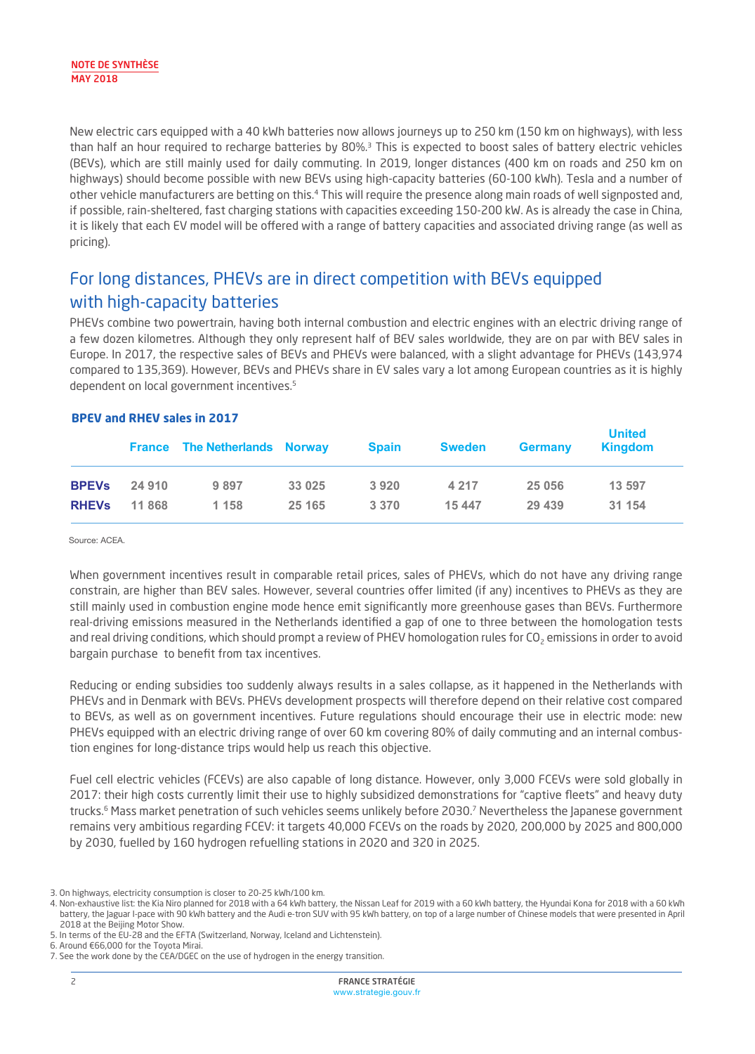New electric cars equipped with a 40 kWh batteries now allows journeys up to 250 km (150 km on highways), with less than half an hour required to recharge batteries by 80%.[3] This is expected to boost sales of battery electric vehicles (BEVs), which are still mainly used for daily commuting. In 2019, longer distances (400 km on roads and 250 km on highways) should become possible with new BEVs using high-capacity batteries (60-100 kWh). Tesla and a number of other vehicle manufacturers are betting on this.[4] This will require the presence along main roads of well signposted and, if possible, rain-sheltered, fast charging stations with capacities exceeding 150-200 kW. As is already the case in China, it is likely that each EV model will be offered with a range of battery capacities and associated driving range (as well as pricing).

## For long distances, PHEVs are in direct competition with BEVs equipped with high-capacity batteries

PHEVs combine two powertrain, having both internal combustion and electric engines with an electric driving range of a few dozen kilometres. Although they only represent half of BEV sales worldwide, they are on par with BEV sales in Europe. In 2017, the respective sales of BEVs and PHEVs were balanced, with a slight advantage for PHEVs (143,974 compared to 135,369). However, BEVs and PHEVs share in EV sales vary a lot among European countries as it is highly dependent on local government incentives.[5]

**BPEV and RHEV sales in 2017**

| | France | The Netherlands | Norway | Spain | Sweden | Germany | United Kingdom |
|---|---|---|---|---|---|---|---|
| **BPEVs** | 24 910 | 9 897 | 33 025 | 3 920 | 4 217 | 25 056 | 13 597 |
| **RHEVs** | 11 868 | 1 158 | 25 165 | 3 370 | 15 447 | 29 439 | 31 154 |

Source: ACEA.

When government incentives result in comparable retail prices, sales of PHEVs, which do not have any driving range constrain, are higher than BEV sales. However, several countries offer limited (if any) incentives to PHEVs as they are still mainly used in combustion engine mode hence emit significantly more greenhouse gases than BEVs. Furthermore real-driving emissions measured in the Netherlands identified a gap of one to three between the homologation tests and real driving conditions, which should prompt a review of PHEV homologation rules for $CO_2$ emissions in order to avoid bargain purchase to benefit from tax incentives.

Reducing or ending subsidies too suddenly always results in a sales collapse, as it happened in the Netherlands with PHEVs and in Denmark with BEVs. PHEVs development prospects will therefore depend on their relative cost compared to BEVs, as well as on government incentives. Future regulations should encourage their use in electric mode: new PHEVs equipped with an electric driving range of over 60 km covering 80% of daily commuting and an internal combustion engines for long-distance trips would help us reach this objective.

Fuel cell electric vehicles (FCEVs) are also capable of long distance. However, only 3,000 FCEVs were sold globally in 2017: their high costs currently limit their use to highly subsidized demonstrations for "captive fleets" and heavy duty trucks.[6] Mass market penetration of such vehicles seems unlikely before 2030.[7] Nevertheless the Japanese government remains very ambitious regarding FCEV: it targets 40,000 FCEVs on the roads by 2020, 200,000 by 2025 and 800,000 by 2030, fuelled by 160 hydrogen refuelling stations in 2020 and 320 in 2025.

3. On highways, electricity consumption is closer to 20-25 kWh/100 km.
4. Non-exhaustive list: the Kia Niro planned for 2018 with a 64 kWh battery, the Nissan Leaf for 2019 with a 60 kWh battery, the Hyundai Kona for 2018 with a 60 kWh battery, the Jaguar I-pace with 90 kWh battery and the Audi e-tron SUV with 95 kWh battery, on top of a large number of Chinese models that were presented in April 2018 at the Beijing Motor Show.
5. In terms of the EU-28 and the EFTA (Switzerland, Norway, Iceland and Lichtenstein).
6. Around €66,000 for the Toyota Mirai.
7. See the work done by the CEA/DGEC on the use of hydrogen in the energy transition.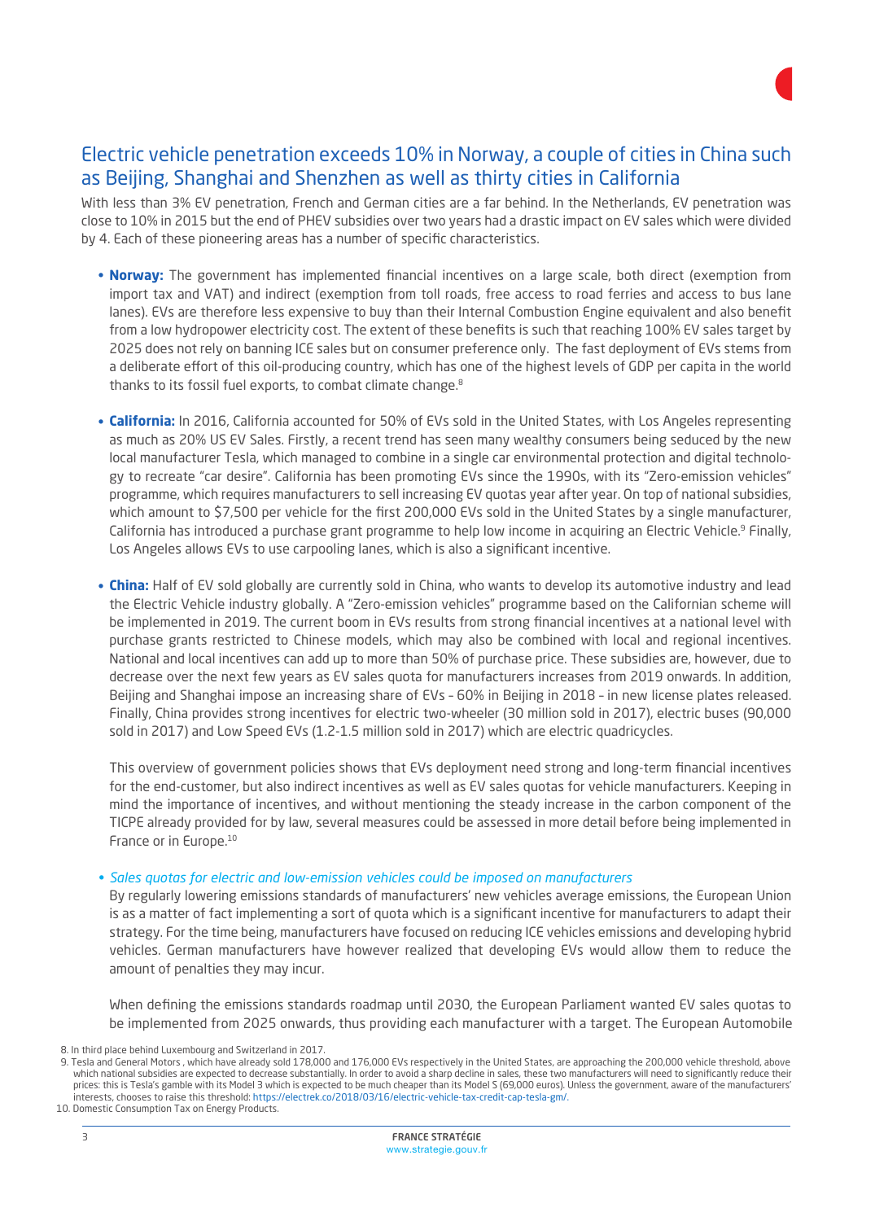## Electric vehicle penetration exceeds 10% in Norway, a couple of cities in China such as Beijing, Shanghai and Shenzhen as well as thirty cities in California

With less than 3% EV penetration, French and German cities are a far behind. In the Netherlands, EV penetration was close to 10% in 2015 but the end of PHEV subsidies over two years had a drastic impact on EV sales which were divided by 4. Each of these pioneering areas has a number of specific characteristics.

- **Norway:** The government has implemented financial incentives on a large scale, both direct (exemption from import tax and VAT) and indirect (exemption from toll roads, free access to road ferries and access to bus lane lanes). EVs are therefore less expensive to buy than their Internal Combustion Engine equivalent and also benefit from a low hydropower electricity cost. The extent of these benefits is such that reaching 100% EV sales target by 2025 does not rely on banning ICE sales but on consumer preference only. The fast deployment of EVs stems from a deliberate effort of this oil-producing country, which has one of the highest levels of GDP per capita in the world thanks to its fossil fuel exports, to combat climate change.[8]

- **California:** In 2016, California accounted for 50% of EVs sold in the United States, with Los Angeles representing as much as 20% US EV Sales. Firstly, a recent trend has seen many wealthy consumers being seduced by the new local manufacturer Tesla, which managed to combine in a single car environmental protection and digital technology to recreate "car desire". California has been promoting EVs since the 1990s, with its "Zero-emission vehicles" programme, which requires manufacturers to sell increasing EV quotas year after year. On top of national subsidies, which amount to $7,500 per vehicle for the first 200,000 EVs sold in the United States by a single manufacturer, California has introduced a purchase grant programme to help low income in acquiring an Electric Vehicle.[9] Finally, Los Angeles allows EVs to use carpooling lanes, which is also a significant incentive.

- **China:** Half of EV sold globally are currently sold in China, who wants to develop its automotive industry and lead the Electric Vehicle industry globally. A "Zero-emission vehicles" programme based on the Californian scheme will be implemented in 2019. The current boom in EVs results from strong financial incentives at a national level with purchase grants restricted to Chinese models, which may also be combined with local and regional incentives. National and local incentives can add up to more than 50% of purchase price. These subsidies are, however, due to decrease over the next few years as EV sales quota for manufacturers increases from 2019 onwards. In addition, Beijing and Shanghai impose an increasing share of EVs – 60% in Beijing in 2018 – in new license plates released. Finally, China provides strong incentives for electric two-wheeler (30 million sold in 2017), electric buses (90,000 sold in 2017) and Low Speed EVs (1.2-1.5 million sold in 2017) which are electric quadricycles.

  This overview of government policies shows that EVs deployment need strong and long-term financial incentives for the end-customer, but also indirect incentives as well as EV sales quotas for vehicle manufacturers. Keeping in mind the importance of incentives, and without mentioning the steady increase in the carbon component of the TICPE already provided for by law, several measures could be assessed in more detail before being implemented in France or in Europe.[10]

- *Sales quotas for electric and low-emission vehicles could be imposed on manufacturers*

  By regularly lowering emissions standards of manufacturers' new vehicles average emissions, the European Union is as a matter of fact implementing a sort of quota which is a significant incentive for manufacturers to adapt their strategy. For the time being, manufacturers have focused on reducing ICE vehicles emissions and developing hybrid vehicles. German manufacturers have however realized that developing EVs would allow them to reduce the amount of penalties they may incur.

  When defining the emissions standards roadmap until 2030, the European Parliament wanted EV sales quotas to be implemented from 2025 onwards, thus providing each manufacturer with a target. The European Automobile

8. In third place behind Luxembourg and Switzerland in 2017.
9. Tesla and General Motors , which have already sold 178,000 and 176,000 EVs respectively in the United States, are approaching the 200,000 vehicle threshold, above which national subsidies are expected to decrease substantially. In order to avoid a sharp decline in sales, these two manufacturers will need to significantly reduce their prices: this is Tesla's gamble with its Model 3 which is expected to be much cheaper than its Model S (69,000 euros). Unless the government, aware of the manufacturers' interests, chooses to raise this threshold: https://electrek.co/2018/03/16/electric-vehicle-tax-credit-cap-tesla-gm/.
10. Domestic Consumption Tax on Energy Products.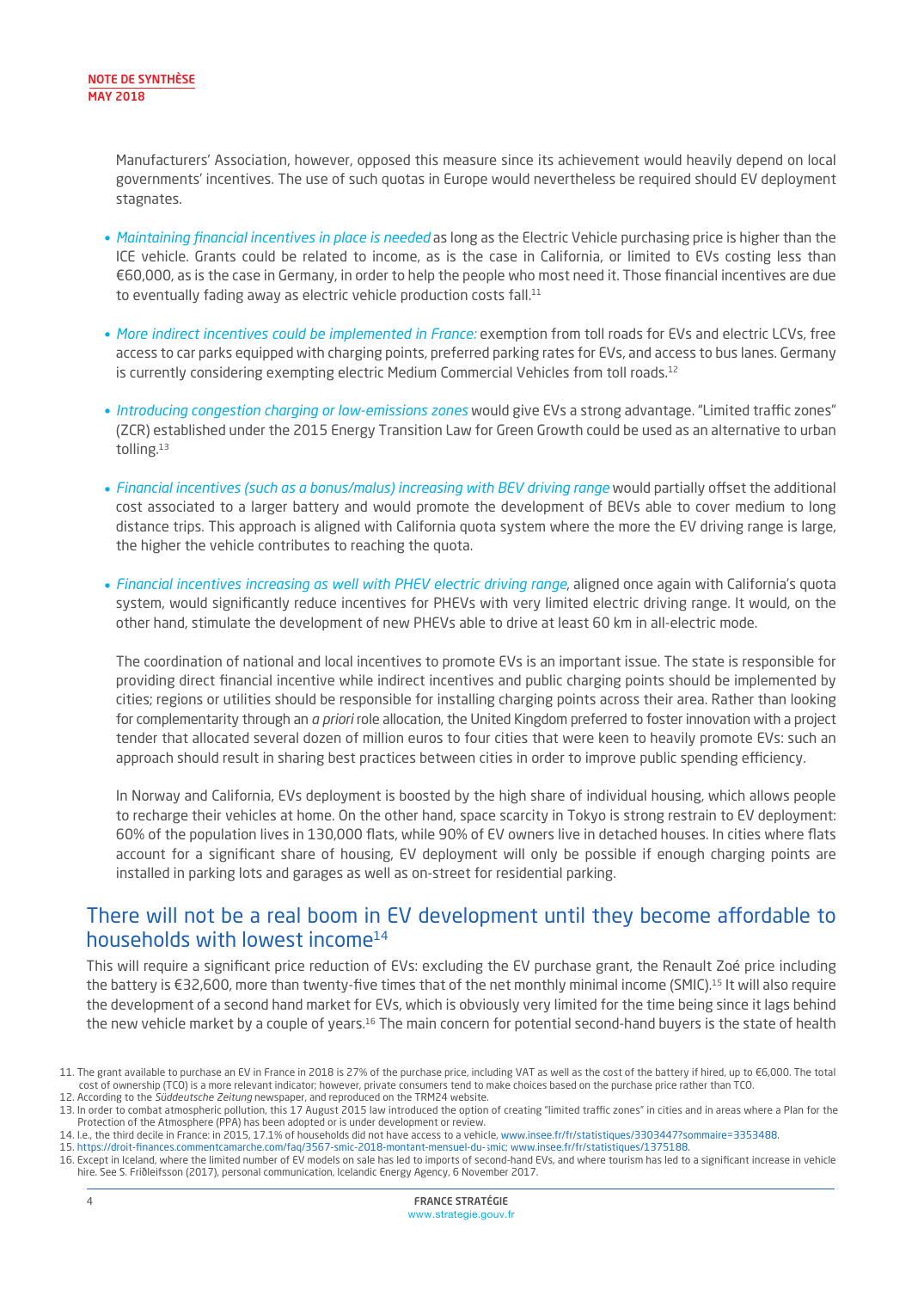Manufacturers' Association, however, opposed this measure since its achievement would heavily depend on local governments' incentives. The use of such quotas in Europe would nevertheless be required should EV deployment stagnates.

- *Maintaining financial incentives in place is needed* as long as the Electric Vehicle purchasing price is higher than the ICE vehicle. Grants could be related to income, as is the case in California, or limited to EVs costing less than €60,000, as is the case in Germany, in order to help the people who most need it. Those financial incentives are due to eventually fading away as electric vehicle production costs fall.[11]

- *More indirect incentives could be implemented in France:* exemption from toll roads for EVs and electric LCVs, free access to car parks equipped with charging points, preferred parking rates for EVs, and access to bus lanes. Germany is currently considering exempting electric Medium Commercial Vehicles from toll roads.[12]

- *Introducing congestion charging or low-emissions zones* would give EVs a strong advantage. "Limited traffic zones" (ZCR) established under the 2015 Energy Transition Law for Green Growth could be used as an alternative to urban tolling.[13]

- *Financial incentives (such as a bonus/malus) increasing with BEV driving range* would partially offset the additional cost associated to a larger battery and would promote the development of BEVs able to cover medium to long distance trips. This approach is aligned with California quota system where the more the EV driving range is large, the higher the vehicle contributes to reaching the quota.

- *Financial incentives increasing as well with PHEV electric driving range*, aligned once again with California's quota system, would significantly reduce incentives for PHEVs with very limited electric driving range. It would, on the other hand, stimulate the development of new PHEVs able to drive at least 60 km in all-electric mode.

The coordination of national and local incentives to promote EVs is an important issue. The state is responsible for providing direct financial incentive while indirect incentives and public charging points should be implemented by cities; regions or utilities should be responsible for installing charging points across their area. Rather than looking for complementarity through an *a priori* role allocation, the United Kingdom preferred to foster innovation with a project tender that allocated several dozen of million euros to four cities that were keen to heavily promote EVs: such an approach should result in sharing best practices between cities in order to improve public spending efficiency.

In Norway and California, EVs deployment is boosted by the high share of individual housing, which allows people to recharge their vehicles at home. On the other hand, space scarcity in Tokyo is strong restrain to EV deployment: 60% of the population lives in 130,000 flats, while 90% of EV owners live in detached houses. In cities where flats account for a significant share of housing, EV deployment will only be possible if enough charging points are installed in parking lots and garages as well as on-street for residential parking.

## There will not be a real boom in EV development until they become affordable to households with lowest income[14]

This will require a significant price reduction of EVs: excluding the EV purchase grant, the Renault Zoé price including the battery is €32,600, more than twenty-five times that of the net monthly minimal income (SMIC).[15] It will also require the development of a second hand market for EVs, which is obviously very limited for the time being since it lags behind the new vehicle market by a couple of years.[16] The main concern for potential second-hand buyers is the state of health

---

11. The grant available to purchase an EV in France in 2018 is 27% of the purchase price, including VAT as well as the cost of the battery if hired, up to €6,000. The total cost of ownership (TCO) is a more relevant indicator; however, private consumers tend to make choices based on the purchase price rather than TCO.
12. According to the *Süddeutsche Zeitung* newspaper, and reproduced on the TRM24 website.
13. In order to combat atmospheric pollution, this 17 August 2015 law introduced the option of creating "limited traffic zones" in cities and in areas where a Plan for the Protection of the Atmosphere (PPA) has been adopted or is under development or review.
14. I.e., the third decile in France: in 2015, 17.1% of households did not have access to a vehicle, www.insee.fr/fr/statistiques/3303447?sommaire=3353488.
15. https://droit-finances.commentcamarche.com/faq/3567-smic-2018-montant-mensuel-du-smic; www.insee.fr/fr/statistiques/1375188.
16. Except in Iceland, where the limited number of EV models on sale has led to imports of second-hand EVs, and where tourism has led to a significant increase in vehicle hire. See S. Friðleifsson (2017), personal communication, Icelandic Energy Agency, 6 November 2017.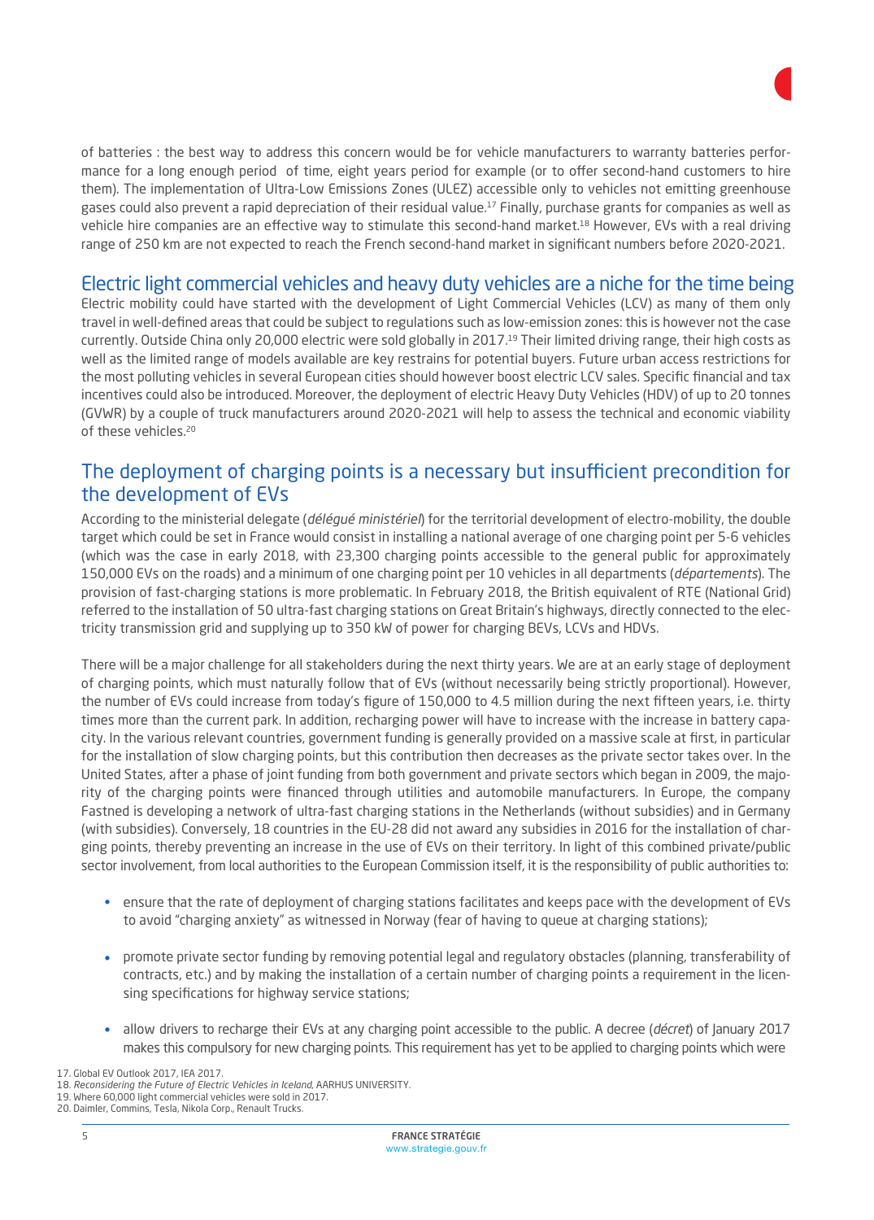of batteries : the best way to address this concern would be for vehicle manufacturers to warranty batteries performance for a long enough period of time, eight years period for example (or to offer second-hand customers to hire them). The implementation of Ultra-Low Emissions Zones (ULEZ) accessible only to vehicles not emitting greenhouse gases could also prevent a rapid depreciation of their residual value.[17] Finally, purchase grants for companies as well as vehicle hire companies are an effective way to stimulate this second-hand market.[18] However, EVs with a real driving range of 250 km are not expected to reach the French second-hand market in significant numbers before 2020-2021.

## Electric light commercial vehicles and heavy duty vehicles are a niche for the time being

Electric mobility could have started with the development of Light Commercial Vehicles (LCV) as many of them only travel in well-defined areas that could be subject to regulations such as low-emission zones: this is however not the case currently. Outside China only 20,000 electric were sold globally in 2017.[19] Their limited driving range, their high costs as well as the limited range of models available are key restrains for potential buyers. Future urban access restrictions for the most polluting vehicles in several European cities should however boost electric LCV sales. Specific financial and tax incentives could also be introduced. Moreover, the deployment of electric Heavy Duty Vehicles (HDV) of up to 20 tonnes (GVWR) by a couple of truck manufacturers around 2020-2021 will help to assess the technical and economic viability of these vehicles.[20]

## The deployment of charging points is a necessary but insufficient precondition for the development of EVs

According to the ministerial delegate (*délégué ministériel*) for the territorial development of electro-mobility, the double target which could be set in France would consist in installing a national average of one charging point per 5-6 vehicles (which was the case in early 2018, with 23,300 charging points accessible to the general public for approximately 150,000 EVs on the roads) and a minimum of one charging point per 10 vehicles in all departments (*départements*). The provision of fast-charging stations is more problematic. In February 2018, the British equivalent of RTE (National Grid) referred to the installation of 50 ultra-fast charging stations on Great Britain's highways, directly connected to the electricity transmission grid and supplying up to 350 kW of power for charging BEVs, LCVs and HDVs.

There will be a major challenge for all stakeholders during the next thirty years. We are at an early stage of deployment of charging points, which must naturally follow that of EVs (without necessarily being strictly proportional). However, the number of EVs could increase from today's figure of 150,000 to 4.5 million during the next fifteen years, i.e. thirty times more than the current park. In addition, recharging power will have to increase with the increase in battery capacity. In the various relevant countries, government funding is generally provided on a massive scale at first, in particular for the installation of slow charging points, but this contribution then decreases as the private sector takes over. In the United States, after a phase of joint funding from both government and private sectors which began in 2009, the majority of the charging points were financed through utilities and automobile manufacturers. In Europe, the company Fastned is developing a network of ultra-fast charging stations in the Netherlands (without subsidies) and in Germany (with subsidies). Conversely, 18 countries in the EU-28 did not award any subsidies in 2016 for the installation of charging points, thereby preventing an increase in the use of EVs on their territory. In light of this combined private/public sector involvement, from local authorities to the European Commission itself, it is the responsibility of public authorities to:

- ensure that the rate of deployment of charging stations facilitates and keeps pace with the development of EVs to avoid "charging anxiety" as witnessed in Norway (fear of having to queue at charging stations);
- promote private sector funding by removing potential legal and regulatory obstacles (planning, transferability of contracts, etc.) and by making the installation of a certain number of charging points a requirement in the licensing specifications for highway service stations;
- allow drivers to recharge their EVs at any charging point accessible to the public. A decree (*décret*) of January 2017 makes this compulsory for new charging points. This requirement has yet to be applied to charging points which were

17. Global EV Outlook 2017, IEA 2017.
18. *Reconsidering the Future of Electric Vehicles in Iceland*, AARHUS UNIVERSITY.
19. Where 60,000 light commercial vehicles were sold in 2017.
20. Daimler, Commins, Tesla, Nikola Corp., Renault Trucks.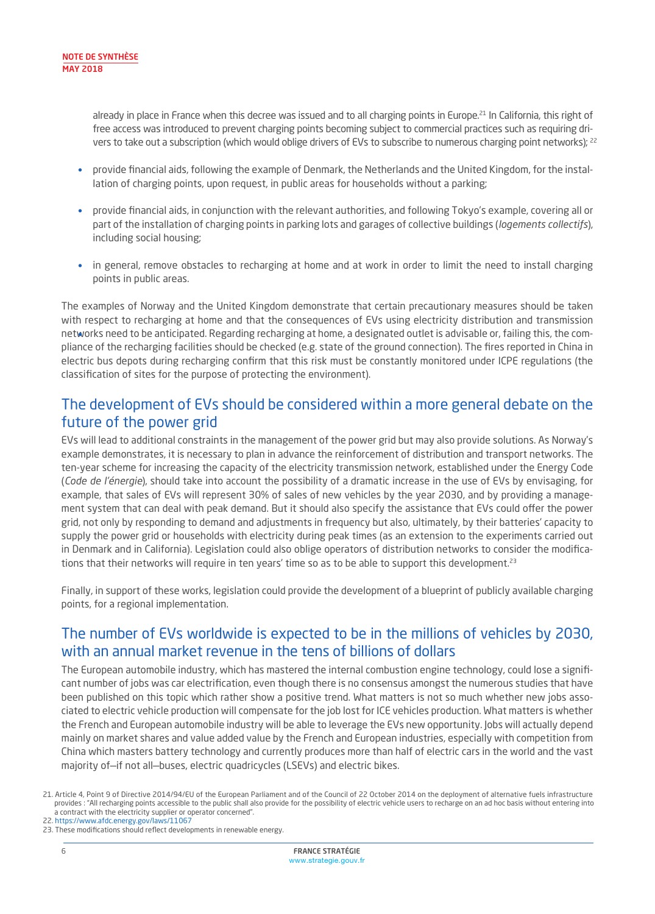already in place in France when this decree was issued and to all charging points in Europe.[21] In California, this right of free access was introduced to prevent charging points becoming subject to commercial practices such as requiring drivers to take out a subscription (which would oblige drivers of EVs to subscribe to numerous charging point networks); [22]

- provide financial aids, following the example of Denmark, the Netherlands and the United Kingdom, for the installation of charging points, upon request, in public areas for households without a parking;
- provide financial aids, in conjunction with the relevant authorities, and following Tokyo's example, covering all or part of the installation of charging points in parking lots and garages of collective buildings (*logements collectifs*), including social housing;
- in general, remove obstacles to recharging at home and at work in order to limit the need to install charging points in public areas.

The examples of Norway and the United Kingdom demonstrate that certain precautionary measures should be taken with respect to recharging at home and that the consequences of EVs using electricity distribution and transmission networks need to be anticipated. Regarding recharging at home, a designated outlet is advisable or, failing this, the compliance of the recharging facilities should be checked (e.g. state of the ground connection). The fires reported in China in electric bus depots during recharging confirm that this risk must be constantly monitored under ICPE regulations (the classification of sites for the purpose of protecting the environment).

## The development of EVs should be considered within a more general debate on the future of the power grid

EVs will lead to additional constraints in the management of the power grid but may also provide solutions. As Norway's example demonstrates, it is necessary to plan in advance the reinforcement of distribution and transport networks. The ten-year scheme for increasing the capacity of the electricity transmission network, established under the Energy Code (*Code de l'énergie*), should take into account the possibility of a dramatic increase in the use of EVs by envisaging, for example, that sales of EVs will represent 30% of sales of new vehicles by the year 2030, and by providing a management system that can deal with peak demand. But it should also specify the assistance that EVs could offer the power grid, not only by responding to demand and adjustments in frequency but also, ultimately, by their batteries' capacity to supply the power grid or households with electricity during peak times (as an extension to the experiments carried out in Denmark and in California). Legislation could also oblige operators of distribution networks to consider the modifications that their networks will require in ten years' time so as to be able to support this development.[23]

Finally, in support of these works, legislation could provide the development of a blueprint of publicly available charging points, for a regional implementation.

## The number of EVs worldwide is expected to be in the millions of vehicles by 2030, with an annual market revenue in the tens of billions of dollars

The European automobile industry, which has mastered the internal combustion engine technology, could lose a significant number of jobs was car electrification, even though there is no consensus amongst the numerous studies that have been published on this topic which rather show a positive trend. What matters is not so much whether new jobs associated to electric vehicle production will compensate for the job lost for ICE vehicles production. What matters is whether the French and European automobile industry will be able to leverage the EVs new opportunity. Jobs will actually depend mainly on market shares and value added by the French and European industries, especially with competition from China which masters battery technology and currently produces more than half of electric cars in the world and the vast majority of—if not all—buses, electric quadricycles (LSEVs) and electric bikes.

21. Article 4, Point 9 of Directive 2014/94/EU of the European Parliament and of the Council of 22 October 2014 on the deployment of alternative fuels infrastructure provides : "All recharging points accessible to the public shall also provide for the possibility of electric vehicle users to recharge on an ad hoc basis without entering into a contract with the electricity supplier or operator concerned".

22. https://www.afdc.energy.gov/laws/11067

23. These modifications should reflect developments in renewable energy.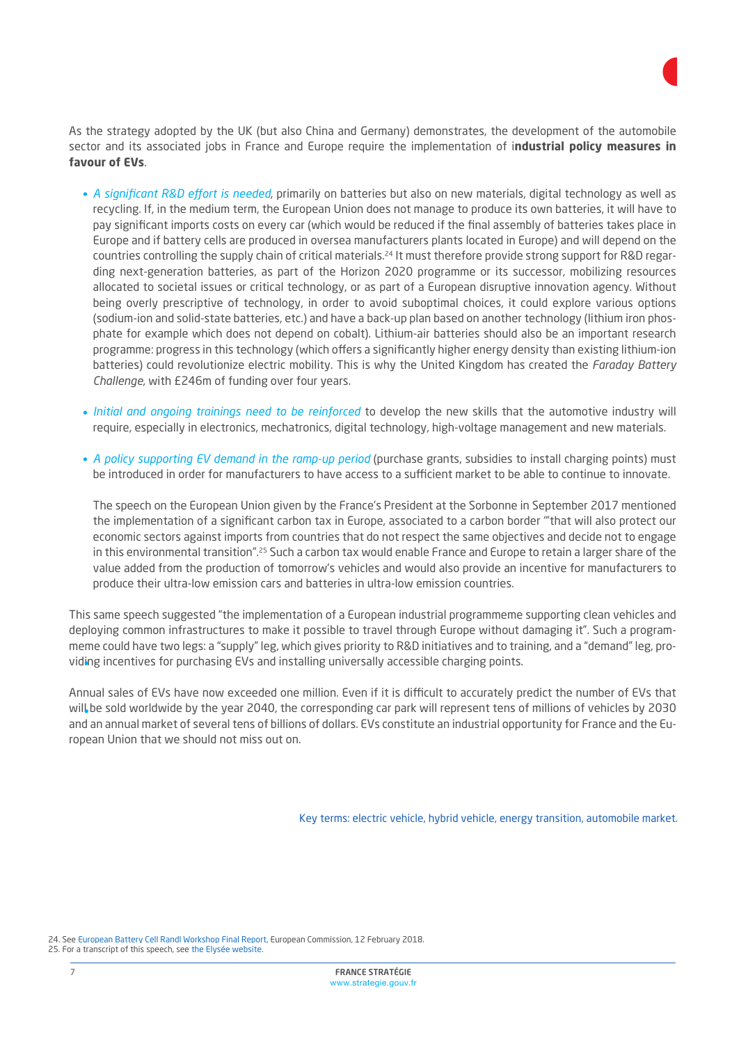As the strategy adopted by the UK (but also China and Germany) demonstrates, the development of the automobile sector and its associated jobs in France and Europe require the implementation of **industrial policy measures in favour of EVs**.

- *A significant R&D effort is needed*, primarily on batteries but also on new materials, digital technology as well as recycling. If, in the medium term, the European Union does not manage to produce its own batteries, it will have to pay significant imports costs on every car (which would be reduced if the final assembly of batteries takes place in Europe and if battery cells are produced in oversea manufacturers plants located in Europe) and will depend on the countries controlling the supply chain of critical materials.[24] It must therefore provide strong support for R&D regarding next-generation batteries, as part of the Horizon 2020 programme or its successor, mobilizing resources allocated to societal issues or critical technology, or as part of a European disruptive innovation agency. Without being overly prescriptive of technology, in order to avoid suboptimal choices, it could explore various options (sodium-ion and solid-state batteries, etc.) and have a back-up plan based on another technology (lithium iron phosphate for example which does not depend on cobalt). Lithium-air batteries should also be an important research programme: progress in this technology (which offers a significantly higher energy density than existing lithium-ion batteries) could revolutionize electric mobility. This is why the United Kingdom has created the *Faraday Battery Challenge*, with £246m of funding over four years.

- *Initial and ongoing trainings need to be reinforced* to develop the new skills that the automotive industry will require, especially in electronics, mechatronics, digital technology, high-voltage management and new materials.

- *A policy supporting EV demand in the ramp-up period* (purchase grants, subsidies to install charging points) must be introduced in order for manufacturers to have access to a sufficient market to be able to continue to innovate.

  The speech on the European Union given by the France's President at the Sorbonne in September 2017 mentioned the implementation of a significant carbon tax in Europe, associated to a carbon border "'that will also protect our economic sectors against imports from countries that do not respect the same objectives and decide not to engage in this environmental transition".[25] Such a carbon tax would enable France and Europe to retain a larger share of the value added from the production of tomorrow's vehicles and would also provide an incentive for manufacturers to produce their ultra-low emission cars and batteries in ultra-low emission countries.

This same speech suggested "the implementation of a European industrial programmeme supporting clean vehicles and deploying common infrastructures to make it possible to travel through Europe without damaging it". Such a programmeme could have two legs: a "supply" leg, which gives priority to R&D initiatives and to training, and a "demand" leg, providing incentives for purchasing EVs and installing universally accessible charging points.

Annual sales of EVs have now exceeded one million. Even if it is difficult to accurately predict the number of EVs that will be sold worldwide by the year 2040, the corresponding car park will represent tens of millions of vehicles by 2030 and an annual market of several tens of billions of dollars. EVs constitute an industrial opportunity for France and the European Union that we should not miss out on.

Key terms: electric vehicle, hybrid vehicle, energy transition, automobile market.

24. See European Battery Cell RandI Workshop Final Report, European Commission, 12 February 2018.
25. For a transcript of this speech, see the Elysée website.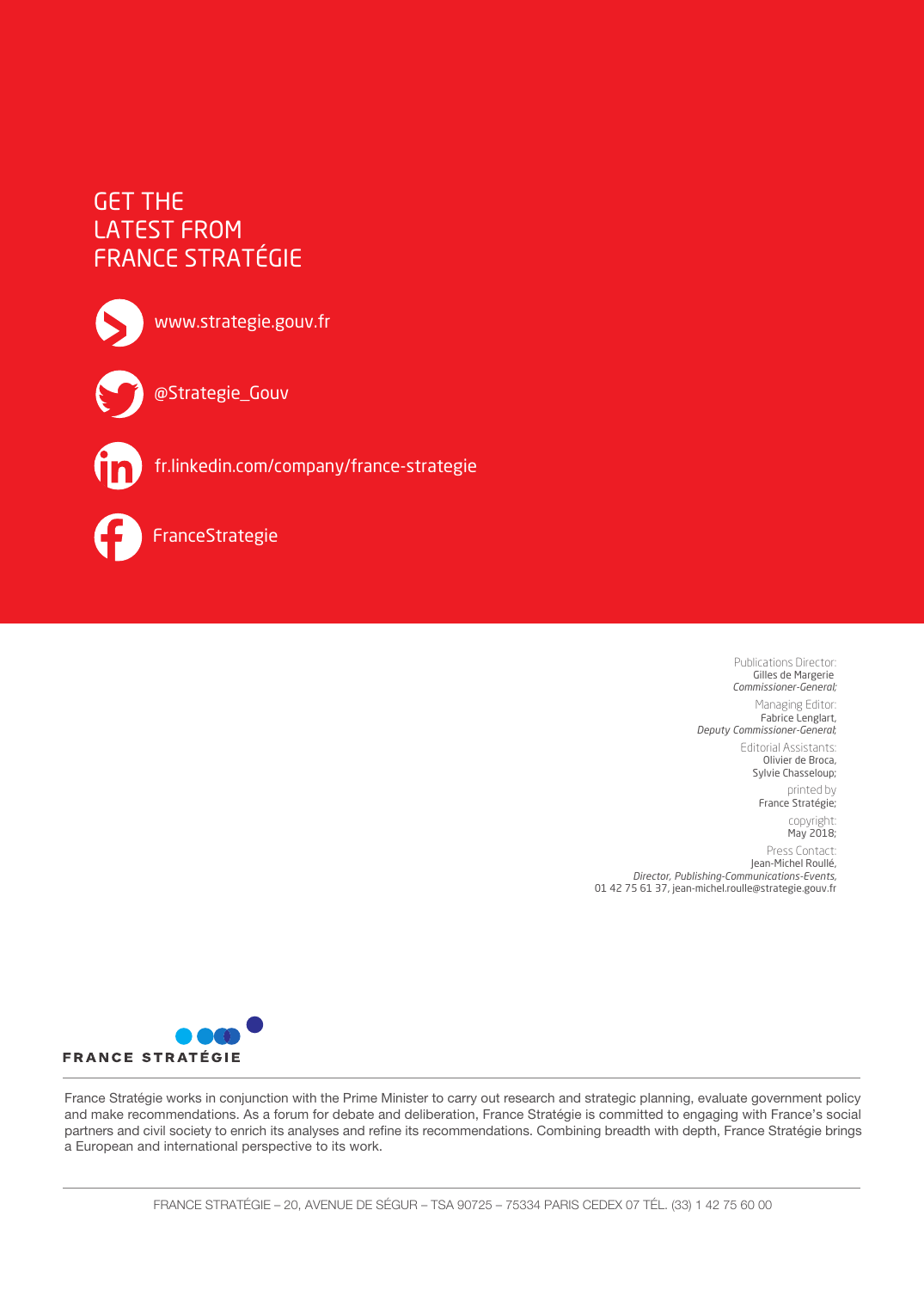# GET THE LATEST FROM FRANCE STRATÉGIE

www.strategie.gouv.fr

@Strategie_Gouv

fr.linkedin.com/company/france-strategie

FranceStrategie

Publications Director:
Gilles de Margerie
*Commissioner-General;*

Managing Editor:
Fabrice Lenglart,
*Deputy Commissioner-General;*

Editorial Assistants:
Olivier de Broca,
Sylvie Chasseloup;

printed by
France Stratégie;

copyright:
May 2018;

Press Contact:
Jean-Michel Roullé,
*Director, Publishing-Communications-Events,*
01 42 75 61 37, jean-michel.roulle@strategie.gouv.fr

**FRANCE STRATÉGIE**

France Stratégie works in conjunction with the Prime Minister to carry out research and strategic planning, evaluate government policy and make recommendations. As a forum for debate and deliberation, France Stratégie is committed to engaging with France's social partners and civil society to enrich its analyses and refine its recommendations. Combining breadth with depth, France Stratégie brings a European and international perspective to its work.

FRANCE STRATÉGIE – 20, AVENUE DE SÉGUR – TSA 90725 – 75334 PARIS CEDEX 07 TÉL. (33) 1 42 75 60 00